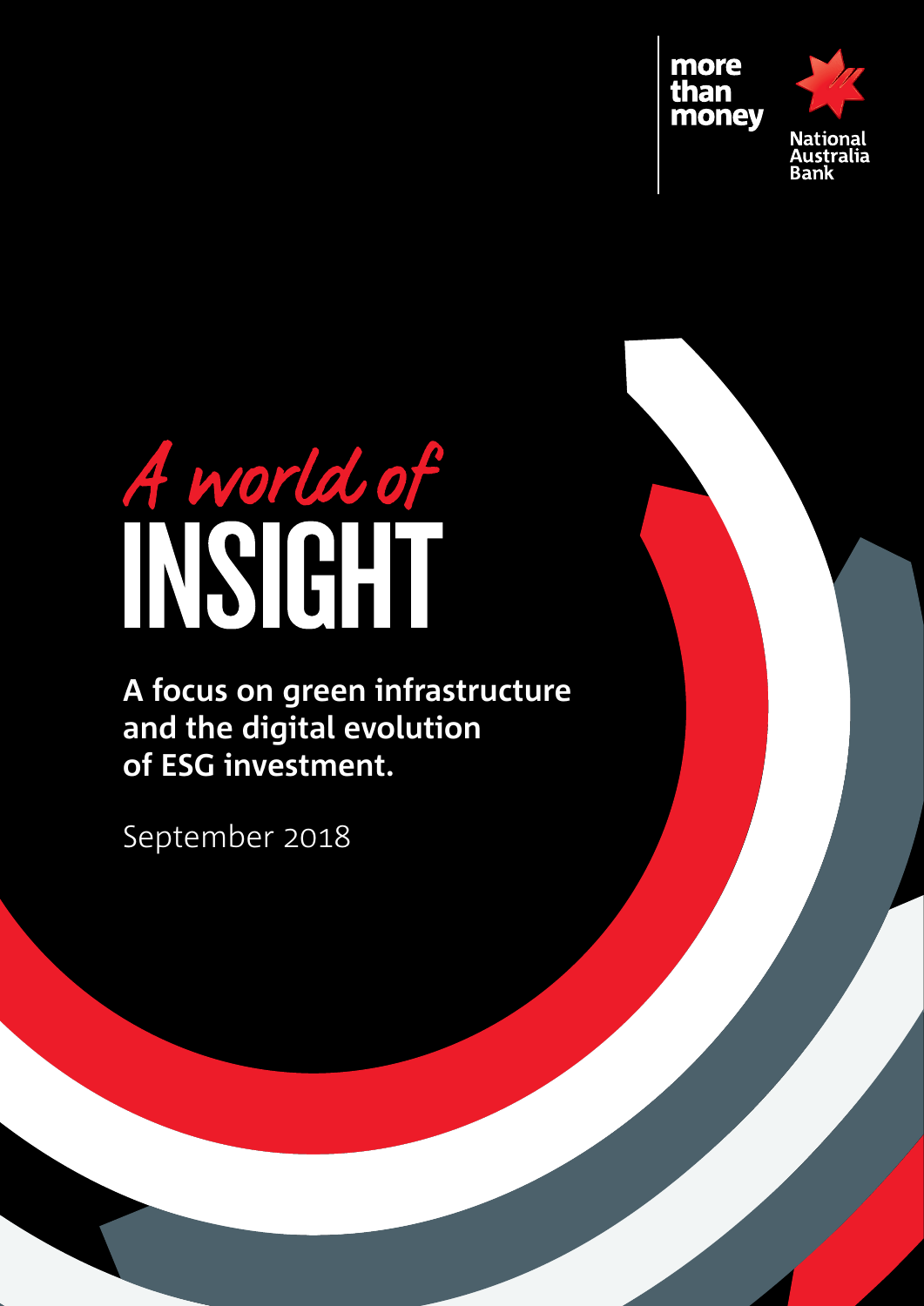more than money

National Australia Bank

# *A world of* INSIGHT

**A focus on green infrastructure and the digital evolution of ESG investment.**

September 2018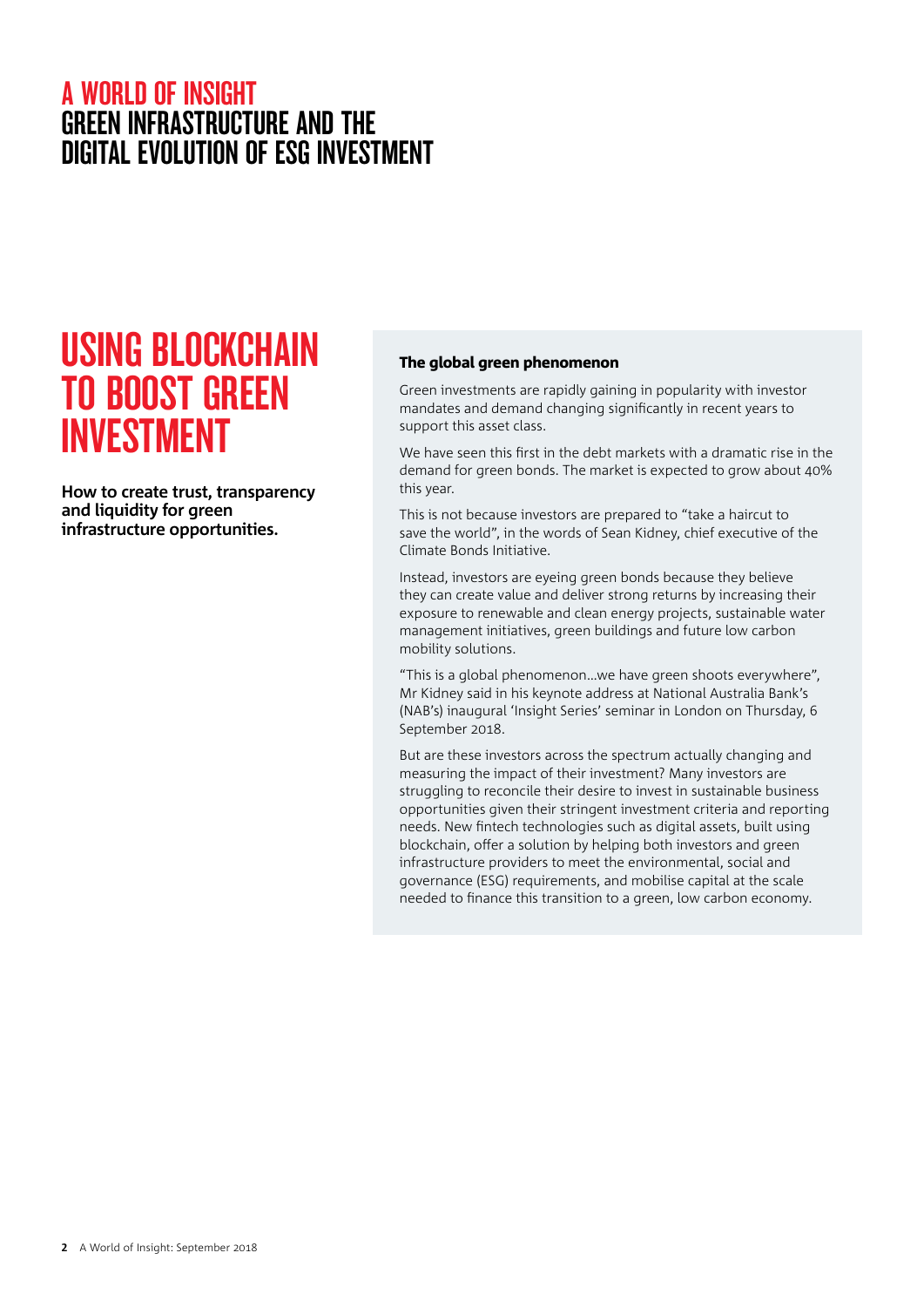# USING BLOCKCHAIN TO BOOST GREEN INVESTMENT

**How to create trust, transparency and liquidity for green infrastructure opportunities.**

### The global green phenomenon

Green investments are rapidly gaining in popularity with investor mandates and demand changing significantly in recent years to support this asset class.

We have seen this first in the debt markets with a dramatic rise in the demand for green bonds. The market is expected to grow about 40% this year.

This is not because investors are prepared to "take a haircut to save the world", in the words of Sean Kidney, chief executive of the Climate Bonds Initiative.

Instead, investors are eyeing green bonds because they believe they can create value and deliver strong returns by increasing their exposure to renewable and clean energy projects, sustainable water management initiatives, green buildings and future low carbon mobility solutions.

"This is a global phenomenon…we have green shoots everywhere", Mr Kidney said in his keynote address at National Australia Bank's (NAB's) inaugural 'Insight Series' seminar in London on Thursday, 6 September 2018.

But are these investors across the spectrum actually changing and measuring the impact of their investment? Many investors are struggling to reconcile their desire to invest in sustainable business opportunities given their stringent investment criteria and reporting needs. New fintech technologies such as digital assets, built using blockchain, offer a solution by helping both investors and green infrastructure providers to meet the environmental, social and governance (ESG) requirements, and mobilise capital at the scale needed to finance this transition to a green, low carbon economy.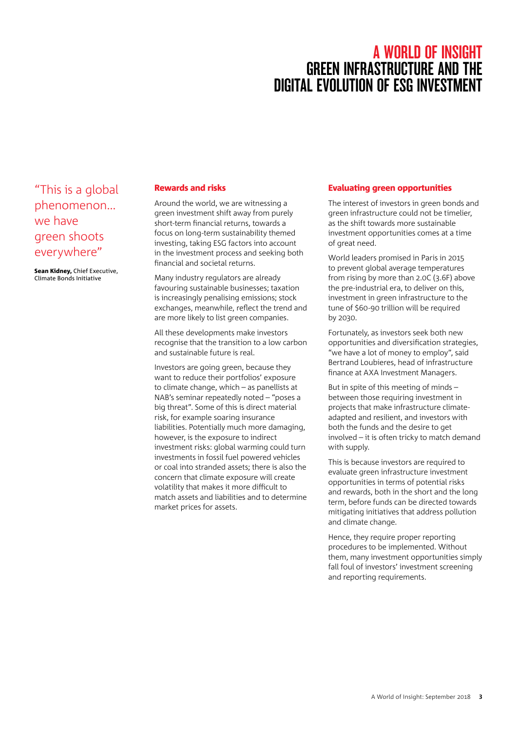# A WORLD OF INSIGHT
# GREEN INFRASTRUCTURE AND THE DIGITAL EVOLUTION OF ESG INVESTMENT

"This is a global phenomenon... we have green shoots everywhere"

**Sean Kidney,** Chief Executive, Climate Bonds Initiative

## Rewards and risks

Around the world, we are witnessing a green investment shift away from purely short-term financial returns, towards a focus on long-term sustainability themed investing, taking ESG factors into account in the investment process and seeking both financial and societal returns.

Many industry regulators are already favouring sustainable businesses; taxation is increasingly penalising emissions; stock exchanges, meanwhile, reflect the trend and are more likely to list green companies.

All these developments make investors recognise that the transition to a low carbon and sustainable future is real.

Investors are going green, because they want to reduce their portfolios' exposure to climate change, which – as panellists at NAB's seminar repeatedly noted – "poses a big threat". Some of this is direct material risk, for example soaring insurance liabilities. Potentially much more damaging, however, is the exposure to indirect investment risks: global warming could turn investments in fossil fuel powered vehicles or coal into stranded assets; there is also the concern that climate exposure will create volatility that makes it more difficult to match assets and liabilities and to determine market prices for assets.

## Evaluating green opportunities

The interest of investors in green bonds and green infrastructure could not be timelier, as the shift towards more sustainable investment opportunities comes at a time of great need.

World leaders promised in Paris in 2015 to prevent global average temperatures from rising by more than 2.0C (3.6F) above the pre-industrial era, to deliver on this, investment in green infrastructure to the tune of $60-90 trillion will be required by 2030.

Fortunately, as investors seek both new opportunities and diversification strategies, "we have a lot of money to employ", said Bertrand Loubieres, head of infrastructure finance at AXA Investment Managers.

But in spite of this meeting of minds – between those requiring investment in projects that make infrastructure climate-adapted and resilient, and investors with both the funds and the desire to get involved – it is often tricky to match demand with supply.

This is because investors are required to evaluate green infrastructure investment opportunities in terms of potential risks and rewards, both in the short and the long term, before funds can be directed towards mitigating initiatives that address pollution and climate change.

Hence, they require proper reporting procedures to be implemented. Without them, many investment opportunities simply fall foul of investors' investment screening and reporting requirements.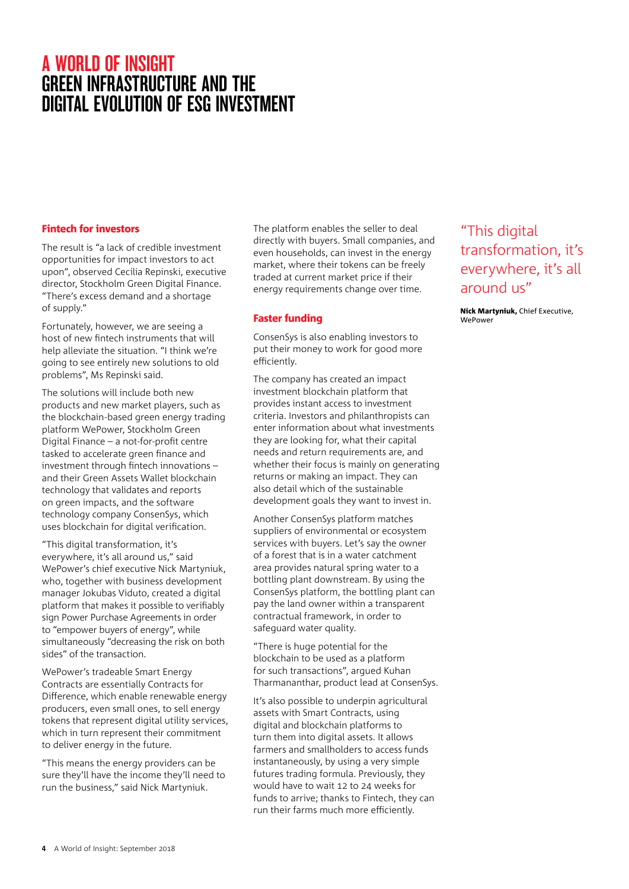# A WORLD OF INSIGHT
# GREEN INFRASTRUCTURE AND THE DIGITAL EVOLUTION OF ESG INVESTMENT

## Fintech for investors

The result is "a lack of credible investment opportunities for impact investors to act upon", observed Cecilia Repinski, executive director, Stockholm Green Digital Finance. "There's excess demand and a shortage of supply."

Fortunately, however, we are seeing a host of new fintech instruments that will help alleviate the situation. "I think we're going to see entirely new solutions to old problems", Ms Repinski said.

The solutions will include both new products and new market players, such as the blockchain-based green energy trading platform WePower, Stockholm Green Digital Finance – a not-for-profit centre tasked to accelerate green finance and investment through fintech innovations – and their Green Assets Wallet blockchain technology that validates and reports on green impacts, and the software technology company ConsenSys, which uses blockchain for digital verification.

"This digital transformation, it's everywhere, it's all around us," said WePower's chief executive Nick Martyniuk, who, together with business development manager Jokubas Viduto, created a digital platform that makes it possible to verifiably sign Power Purchase Agreements in order to "empower buyers of energy", while simultaneously "decreasing the risk on both sides" of the transaction.

WePower's tradeable Smart Energy Contracts are essentially Contracts for Difference, which enable renewable energy producers, even small ones, to sell energy tokens that represent digital utility services, which in turn represent their commitment to deliver energy in the future.

"This means the energy providers can be sure they'll have the income they'll need to run the business," said Nick Martyniuk.

The platform enables the seller to deal directly with buyers. Small companies, and even households, can invest in the energy market, where their tokens can be freely traded at current market price if their energy requirements change over time.

## Faster funding

ConsenSys is also enabling investors to put their money to work for good more efficiently.

The company has created an impact investment blockchain platform that provides instant access to investment criteria. Investors and philanthropists can enter information about what investments they are looking for, what their capital needs and return requirements are, and whether their focus is mainly on generating returns or making an impact. They can also detail which of the sustainable development goals they want to invest in.

Another ConsenSys platform matches suppliers of environmental or ecosystem services with buyers. Let's say the owner of a forest that is in a water catchment area provides natural spring water to a bottling plant downstream. By using the ConsenSys platform, the bottling plant can pay the land owner within a transparent contractual framework, in order to safeguard water quality.

"There is huge potential for the blockchain to be used as a platform for such transactions", argued Kuhan Tharmananthar, product lead at ConsenSys.

It's also possible to underpin agricultural assets with Smart Contracts, using digital and blockchain platforms to turn them into digital assets. It allows farmers and smallholders to access funds instantaneously, by using a very simple futures trading formula. Previously, they would have to wait 12 to 24 weeks for funds to arrive; thanks to Fintech, they can run their farms much more efficiently.

> "This digital transformation, it's everywhere, it's all around us"
>
> **Nick Martyniuk,** Chief Executive, WePower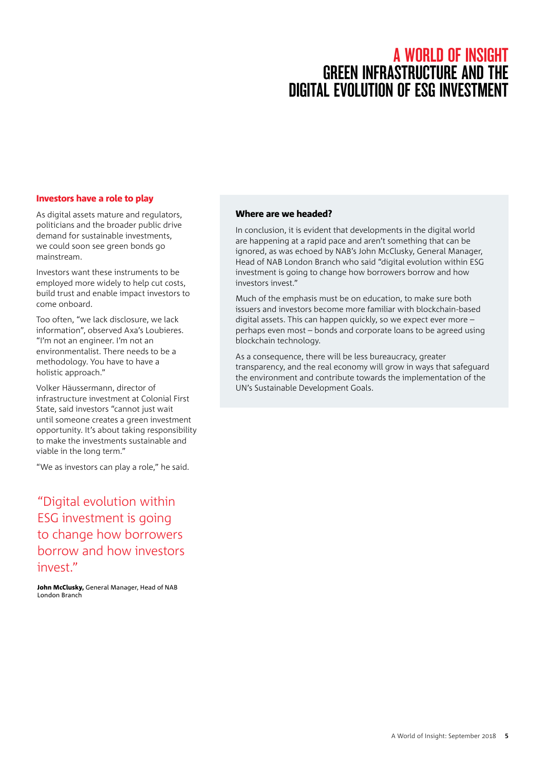# A WORLD OF INSIGHT
# GREEN INFRASTRUCTURE AND THE DIGITAL EVOLUTION OF ESG INVESTMENT

### Investors have a role to play

As digital assets mature and regulators, politicians and the broader public drive demand for sustainable investments, we could soon see green bonds go mainstream.

Investors want these instruments to be employed more widely to help cut costs, build trust and enable impact investors to come onboard.

Too often, "we lack disclosure, we lack information", observed Axa's Loubieres. "I'm not an engineer. I'm not an environmentalist. There needs to be a methodology. You have to have a holistic approach."

Volker Häussermann, director of infrastructure investment at Colonial First State, said investors "cannot just wait until someone creates a green investment opportunity. It's about taking responsibility to make the investments sustainable and viable in the long term."

"We as investors can play a role," he said.

> "Digital evolution within ESG investment is going to change how borrowers borrow and how investors invest."
>
> **John McClusky,** General Manager, Head of NAB London Branch

### Where are we headed?

In conclusion, it is evident that developments in the digital world are happening at a rapid pace and aren't something that can be ignored, as was echoed by NAB's John McClusky, General Manager, Head of NAB London Branch who said "digital evolution within ESG investment is going to change how borrowers borrow and how investors invest."

Much of the emphasis must be on education, to make sure both issuers and investors become more familiar with blockchain-based digital assets. This can happen quickly, so we expect ever more – perhaps even most – bonds and corporate loans to be agreed using blockchain technology.

As a consequence, there will be less bureaucracy, greater transparency, and the real economy will grow in ways that safeguard the environment and contribute towards the implementation of the UN's Sustainable Development Goals.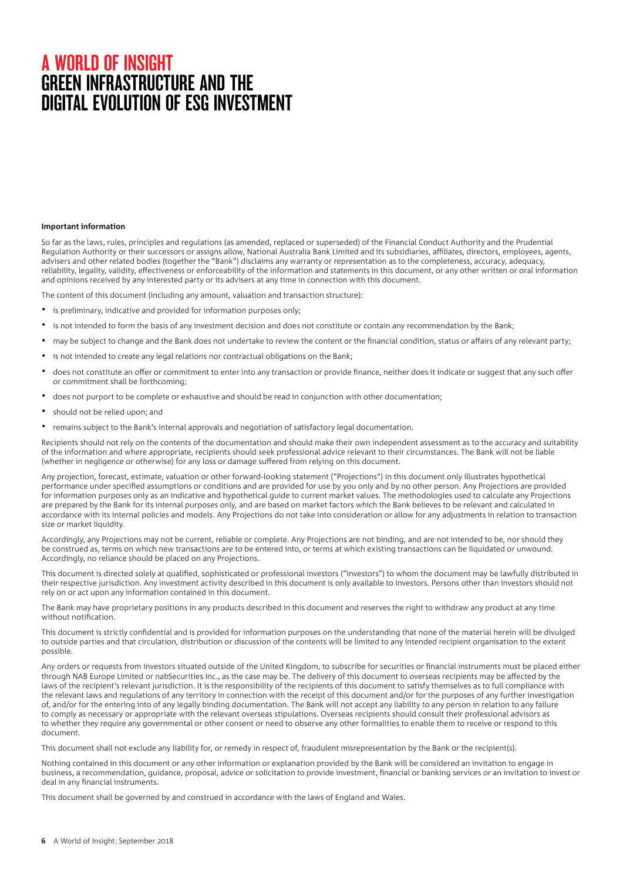# A WORLD OF INSIGHT
# GREEN INFRASTRUCTURE AND THE DIGITAL EVOLUTION OF ESG INVESTMENT

**Important information**

So far as the laws, rules, principles and regulations (as amended, replaced or superseded) of the Financial Conduct Authority and the Prudential Regulation Authority or their successors or assigns allow, National Australia Bank Limited and its subsidiaries, affiliates, directors, employees, agents, advisers and other related bodies (together the "Bank") disclaims any warranty or representation as to the completeness, accuracy, adequacy, reliability, legality, validity, effectiveness or enforceability of the information and statements in this document, or any other written or oral information and opinions received by any interested party or its advisers at any time in connection with this document.

The content of this document (including any amount, valuation and transaction structure):

- is preliminary, indicative and provided for information purposes only;
- is not intended to form the basis of any investment decision and does not constitute or contain any recommendation by the Bank;
- may be subject to change and the Bank does not undertake to review the content or the financial condition, status or affairs of any relevant party;
- is not intended to create any legal relations nor contractual obligations on the Bank;
- does not constitute an offer or commitment to enter into any transaction or provide finance, neither does it indicate or suggest that any such offer or commitment shall be forthcoming;
- does not purport to be complete or exhaustive and should be read in conjunction with other documentation;
- should not be relied upon; and
- remains subject to the Bank's internal approvals and negotiation of satisfactory legal documentation.

Recipients should not rely on the contents of the documentation and should make their own independent assessment as to the accuracy and suitability of the information and where appropriate, recipients should seek professional advice relevant to their circumstances. The Bank will not be liable (whether in negligence or otherwise) for any loss or damage suffered from relying on this document.

Any projection, forecast, estimate, valuation or other forward-looking statement ("Projections") in this document only illustrates hypothetical performance under specified assumptions or conditions and are provided for use by you only and by no other person. Any Projections are provided for information purposes only as an indicative and hypothetical guide to current market values. The methodologies used to calculate any Projections are prepared by the Bank for its internal purposes only, and are based on market factors which the Bank believes to be relevant and calculated in accordance with its internal policies and models. Any Projections do not take into consideration or allow for any adjustments in relation to transaction size or market liquidity.

Accordingly, any Projections may not be current, reliable or complete. Any Projections are not binding, and are not intended to be, nor should they be construed as, terms on which new transactions are to be entered into, or terms at which existing transactions can be liquidated or unwound. Accordingly, no reliance should be placed on any Projections.

This document is directed solely at qualified, sophisticated or professional investors ("Investors") to whom the document may be lawfully distributed in their respective jurisdiction. Any investment activity described in this document is only available to Investors. Persons other than Investors should not rely on or act upon any information contained in this document.

The Bank may have proprietary positions in any products described in this document and reserves the right to withdraw any product at any time without notification.

This document is strictly confidential and is provided for information purposes on the understanding that none of the material herein will be divulged to outside parties and that circulation, distribution or discussion of the contents will be limited to any intended recipient organisation to the extent possible.

Any orders or requests from Investors situated outside of the United Kingdom, to subscribe for securities or financial instruments must be placed either through NAB Europe Limited or nabSecurities Inc., as the case may be. The delivery of this document to overseas recipients may be affected by the laws of the recipient's relevant jurisdiction. It is the responsibility of the recipients of this document to satisfy themselves as to full compliance with the relevant laws and regulations of any territory in connection with the receipt of this document and/or for the purposes of any further investigation of, and/or for the entering into of any legally binding documentation. The Bank will not accept any liability to any person in relation to any failure to comply as necessary or appropriate with the relevant overseas stipulations. Overseas recipients should consult their professional advisors as to whether they require any governmental or other consent or need to observe any other formalities to enable them to receive or respond to this document.

This document shall not exclude any liability for, or remedy in respect of, fraudulent misrepresentation by the Bank or the recipient(s).

Nothing contained in this document or any other information or explanation provided by the Bank will be considered an invitation to engage in business, a recommendation, guidance, proposal, advice or solicitation to provide investment, financial or banking services or an invitation to invest or deal in any financial instruments.

This document shall be governed by and construed in accordance with the laws of England and Wales.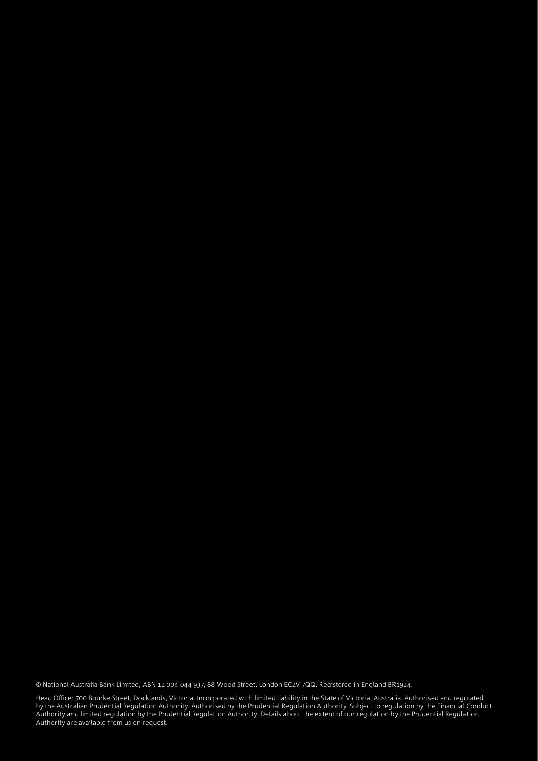© National Australia Bank Limited, ABN 12 004 044 937, 88 Wood Street, London EC2V 7QQ. Registered in England BR1924.

Head Office: 700 Bourke Street, Docklands, Victoria. Incorporated with limited liability in the State of Victoria, Australia. Authorised and regulated by the Australian Prudential Regulation Authority. Authorised by the Prudential Regulation Authority. Subject to regulation by the Financial Conduct Authority and limited regulation by the Prudential Regulation Authority. Details about the extent of our regulation by the Prudential Regulation Authority are available from us on request.